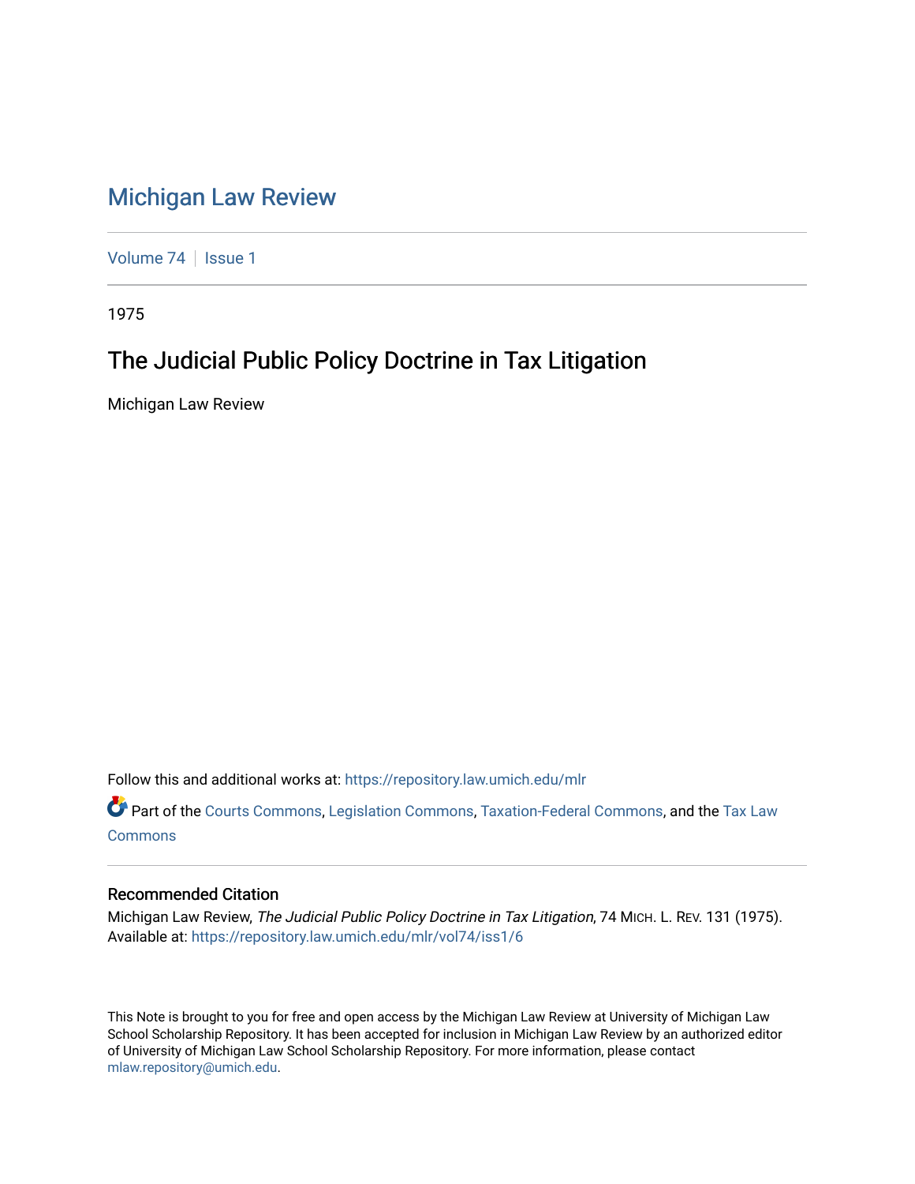# Michigan Law Review

Volume 74 | Issue 1

1975

## The Judicial Public Policy Doctrine in Tax Litigation

Michigan Law Review

Follow this and additional works at: https://repository.law.umich.edu/mlr

Part of the Courts Commons, Legislation Commons, Taxation-Federal Commons, and the Tax Law Commons

### Recommended Citation

Michigan Law Review, *The Judicial Public Policy Doctrine in Tax Litigation*, 74 MICH. L. REV. 131 (1975).
Available at: https://repository.law.umich.edu/mlr/vol74/iss1/6

This Note is brought to you for free and open access by the Michigan Law Review at University of Michigan Law School Scholarship Repository. It has been accepted for inclusion in Michigan Law Review by an authorized editor of University of Michigan Law School Scholarship Repository. For more information, please contact mlaw.repository@umich.edu.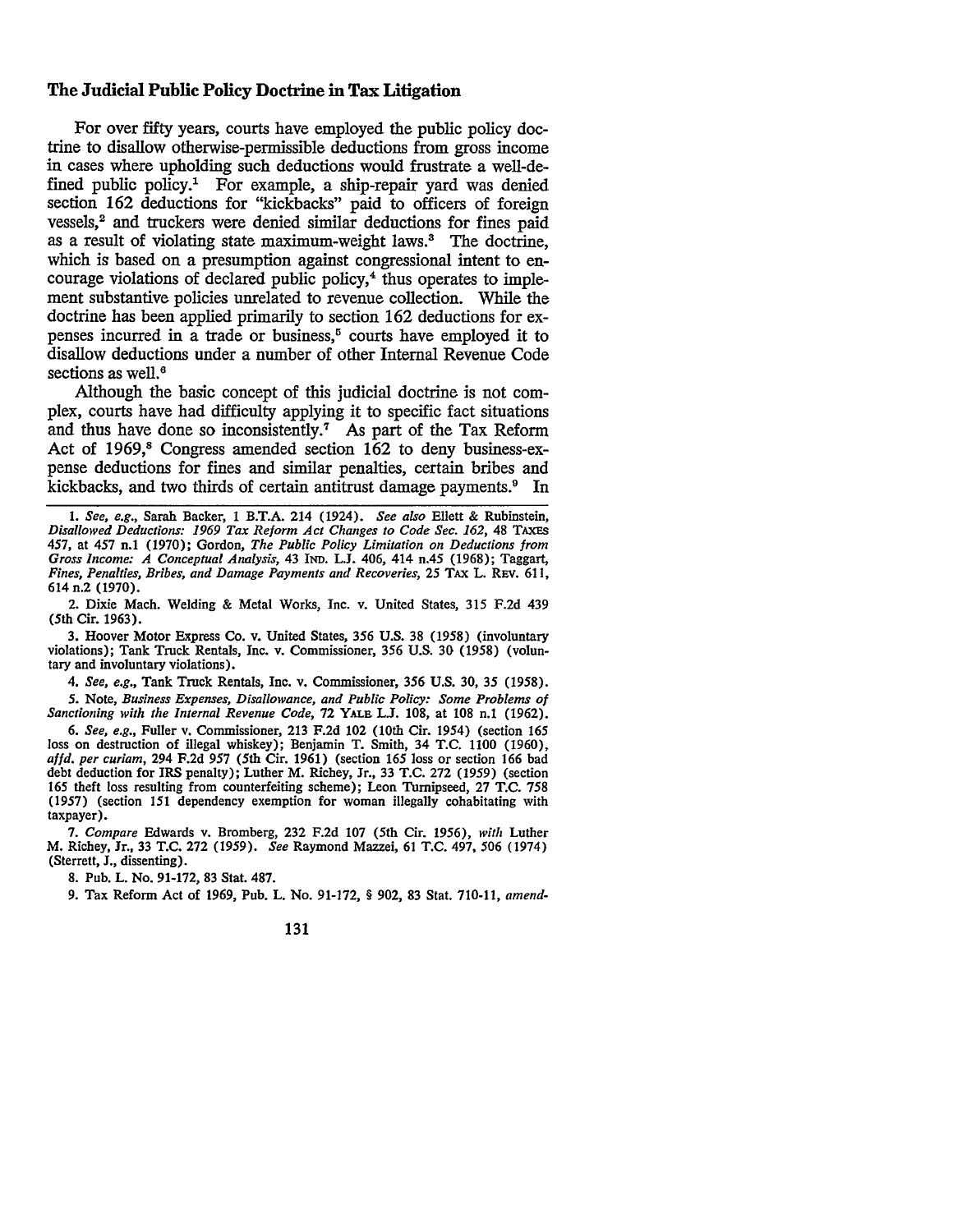## The Judicial Public Policy Doctrine in Tax Litigation

For over fifty years, courts have employed the public policy doctrine to disallow otherwise-permissible deductions from gross income in cases where upholding such deductions would frustrate a well-defined public policy.[1] For example, a ship-repair yard was denied section 162 deductions for "kickbacks" paid to officers of foreign vessels,[2] and truckers were denied similar deductions for fines paid as a result of violating state maximum-weight laws.[3] The doctrine, which is based on a presumption against congressional intent to encourage violations of declared public policy,[4] thus operates to implement substantive policies unrelated to revenue collection. While the doctrine has been applied primarily to section 162 deductions for expenses incurred in a trade or business,[5] courts have employed it to disallow deductions under a number of other Internal Revenue Code sections as well.[6]

Although the basic concept of this judicial doctrine is not complex, courts have had difficulty applying it to specific fact situations and thus have done so inconsistently.[7] As part of the Tax Reform Act of 1969,[8] Congress amended section 162 to deny business-expense deductions for fines and similar penalties, certain bribes and kickbacks, and two thirds of certain antitrust damage payments.[9] In

---

1. *See, e.g.*, Sarah Backer, 1 B.T.A. 214 (1924). *See also* Ellett & Rubinstein, *Disallowed Deductions: 1969 Tax Reform Act Changes to Code Sec. 162*, 48 TAXES 457, at 457 n.1 (1970); Gordon, *The Public Policy Limitation on Deductions from Gross Income: A Conceptual Analysis*, 43 IND. L.J. 406, 414 n.45 (1968); Taggart, *Fines, Penalties, Bribes, and Damage Payments and Recoveries*, 25 TAX L. REV. 611, 614 n.2 (1970).

2. Dixie Mach. Welding & Metal Works, Inc. v. United States, 315 F.2d 439 (5th Cir. 1963).

3. Hoover Motor Express Co. v. United States, 356 U.S. 38 (1958) (involuntary violations); Tank Truck Rentals, Inc. v. Commissioner, 356 U.S. 30 (1958) (voluntary and involuntary violations).

4. *See, e.g.*, Tank Truck Rentals, Inc. v. Commissioner, 356 U.S. 30, 35 (1958).

5. Note, *Business Expenses, Disallowance, and Public Policy: Some Problems of Sanctioning with the Internal Revenue Code*, 72 YALE L.J. 108, at 108 n.1 (1962).

6. *See, e.g.*, Fuller v. Commissioner, 213 F.2d 102 (10th Cir. 1954) (section 165 loss on destruction of illegal whiskey); Benjamin T. Smith, 34 T.C. 1100 (1960), *aff'd. per curiam*, 294 F.2d 957 (5th Cir. 1961) (section 165 loss or section 166 bad debt deduction for IRS penalty); Luther M. Richey, Jr., 33 T.C. 272 (1959) (section 165 theft loss resulting from counterfeiting scheme); Leon Turnipseed, 27 T.C. 758 (1957) (section 151 dependency exemption for woman illegally cohabitating with taxpayer).

7. *Compare* Edwards v. Bromberg, 232 F.2d 107 (5th Cir. 1956), *with* Luther M. Richey, Jr., 33 T.C. 272 (1959). *See* Raymond Mazzei, 61 T.C. 497, 506 (1974) (Sterrett, J., dissenting).

8. Pub. L. No. 91-172, 83 Stat. 487.

9. Tax Reform Act of 1969, Pub. L. No. 91-172, § 902, 83 Stat. 710-11, *amend-*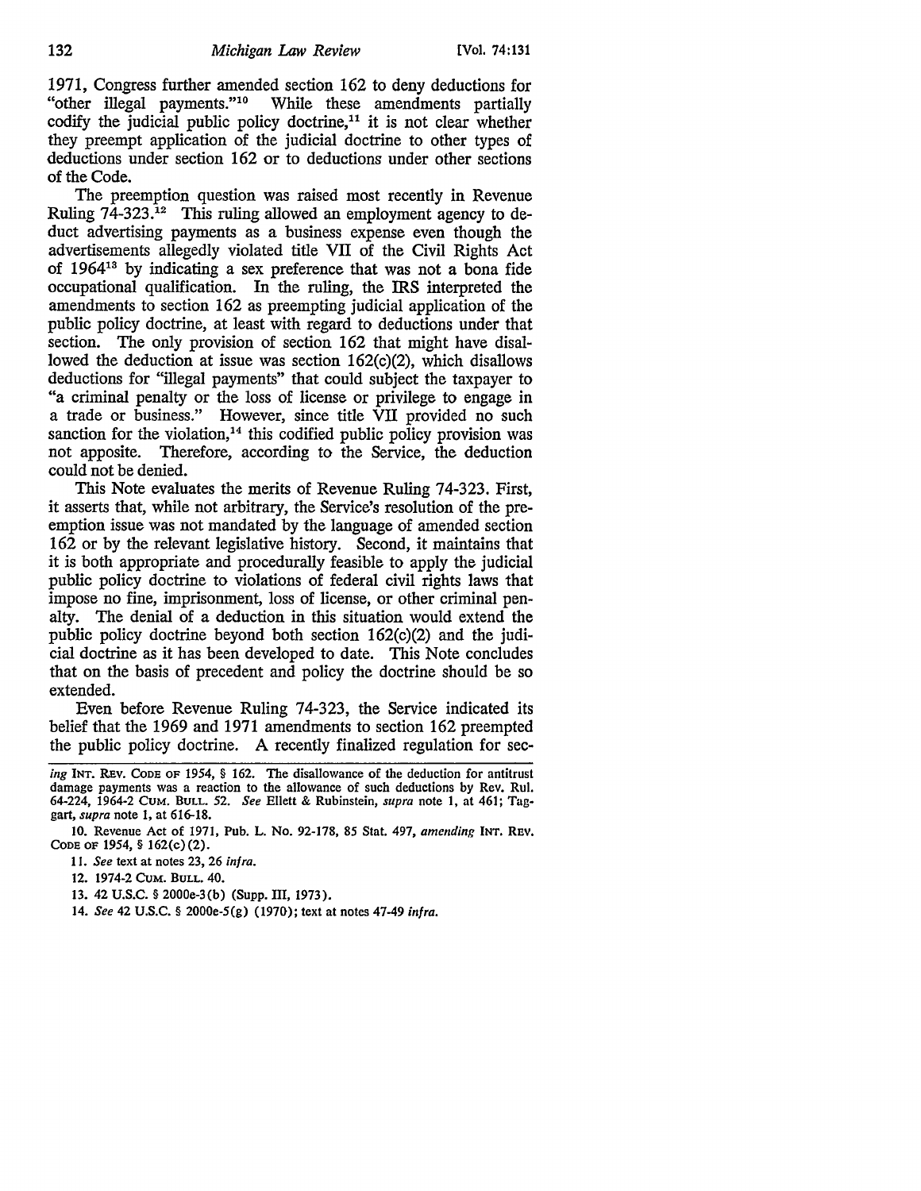1971, Congress further amended section 162 to deny deductions for "other illegal payments."[10] While these amendments partially codify the judicial public policy doctrine,[11] it is not clear whether they preempt application of the judicial doctrine to other types of deductions under section 162 or to deductions under other sections of the Code.

The preemption question was raised most recently in Revenue Ruling 74-323.[12] This ruling allowed an employment agency to deduct advertising payments as a business expense even though the advertisements allegedly violated title VII of the Civil Rights Act of 1964[13] by indicating a sex preference that was not a bona fide occupational qualification. In the ruling, the IRS interpreted the amendments to section 162 as preempting judicial application of the public policy doctrine, at least with regard to deductions under that section. The only provision of section 162 that might have disallowed the deduction at issue was section 162(c)(2), which disallows deductions for "illegal payments" that could subject the taxpayer to "a criminal penalty or the loss of license or privilege to engage in a trade or business." However, since title VII provided no such sanction for the violation,[14] this codified public policy provision was not apposite. Therefore, according to the Service, the deduction could not be denied.

This Note evaluates the merits of Revenue Ruling 74-323. First, it asserts that, while not arbitrary, the Service's resolution of the preemption issue was not mandated by the language of amended section 162 or by the relevant legislative history. Second, it maintains that it is both appropriate and procedurally feasible to apply the judicial public policy doctrine to violations of federal civil rights laws that impose no fine, imprisonment, loss of license, or other criminal penalty. The denial of a deduction in this situation would extend the public policy doctrine beyond both section 162(c)(2) and the judicial doctrine as it has been developed to date. This Note concludes that on the basis of precedent and policy the doctrine should be so extended.

Even before Revenue Ruling 74-323, the Service indicated its belief that the 1969 and 1971 amendments to section 162 preempted the public policy doctrine. A recently finalized regulation for sec-

---

*ing* INT. REV. CODE OF 1954, § 162. The disallowance of the deduction for antitrust damage payments was a reaction to the allowance of such deductions by Rev. Rul. 64-224, 1964-2 CUM. BULL. 52. *See* Ellett & Rubinstein, *supra* note 1, at 461; Taggart, *supra* note 1, at 616-18.

10. Revenue Act of 1971, Pub. L. No. 92-178, 85 Stat. 497, *amending* INT. REV. CODE OF 1954, § 162(c)(2).

11. *See* text at notes 23, 26 *infra.*

12. 1974-2 CUM. BULL. 40.

13. 42 U.S.C. § 2000e-3(b) (Supp. III, 1973).

14. *See* 42 U.S.C. § 2000e-5(g) (1970); text at notes 47-49 *infra.*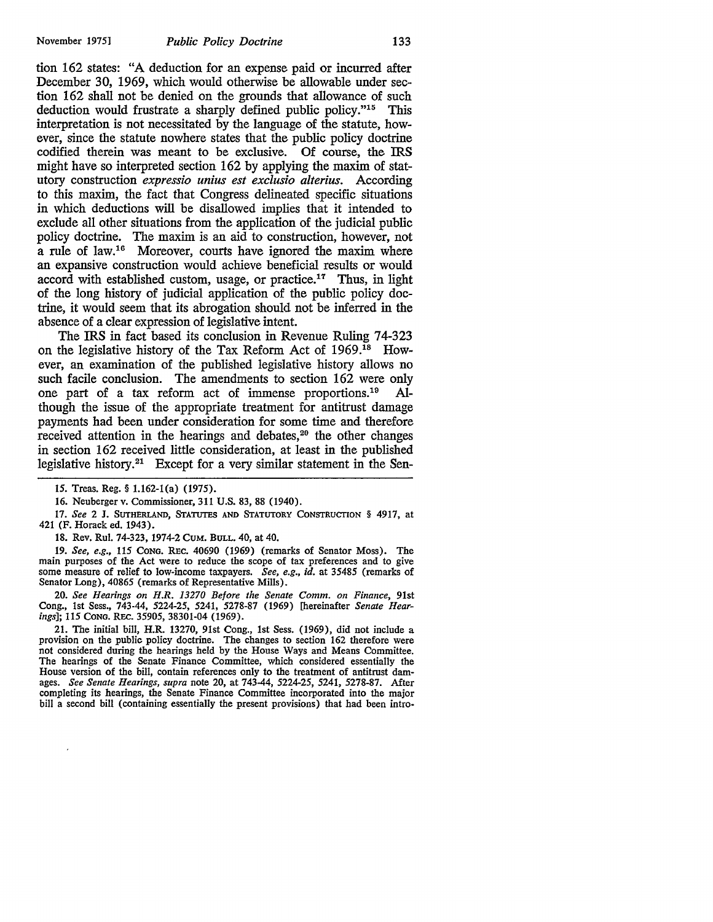tion 162 states: "A deduction for an expense paid or incurred after December 30, 1969, which would otherwise be allowable under section 162 shall not be denied on the grounds that allowance of such deduction would frustrate a sharply defined public policy."[15] This interpretation is not necessitated by the language of the statute, however, since the statute nowhere states that the public policy doctrine codified therein was meant to be exclusive. Of course, the IRS might have so interpreted section 162 by applying the maxim of statutory construction *expressio unius est exclusio alterius*. According to this maxim, the fact that Congress delineated specific situations in which deductions will be disallowed implies that it intended to exclude all other situations from the application of the judicial public policy doctrine. The maxim is an aid to construction, however, not a rule of law.[16] Moreover, courts have ignored the maxim where an expansive construction would achieve beneficial results or would accord with established custom, usage, or practice.[17] Thus, in light of the long history of judicial application of the public policy doctrine, it would seem that its abrogation should not be inferred in the absence of a clear expression of legislative intent.

The IRS in fact based its conclusion in Revenue Ruling 74-323 on the legislative history of the Tax Reform Act of 1969.[18] However, an examination of the published legislative history allows no such facile conclusion. The amendments to section 162 were only one part of a tax reform act of immense proportions.[19] Although the issue of the appropriate treatment for antitrust damage payments had been under consideration for some time and therefore received attention in the hearings and debates,[20] the other changes in section 162 received little consideration, at least in the published legislative history.[21] Except for a very similar statement in the Sen-

15. Treas. Reg. § 1.162-1(a) (1975).

16. Neuberger v. Commissioner, 311 U.S. 83, 88 (1940).

17. *See* 2 J. SUTHERLAND, STATUTES AND STATUTORY CONSTRUCTION § 4917, at 421 (F. Horack ed. 1943).

18. Rev. Rul. 74-323, 1974-2 CUM. BULL. 40, at 40.

19. *See, e.g.*, 115 CONG. REC. 40690 (1969) (remarks of Senator Moss). The main purposes of the Act were to reduce the scope of tax preferences and to give some measure of relief to low-income taxpayers. *See, e.g.*, *id.* at 35485 (remarks of Senator Long), 40865 (remarks of Representative Mills).

20. *See Hearings on H.R. 13270 Before the Senate Comm. on Finance*, 91st Cong., 1st Sess., 743-44, 5224-25, 5241, 5278-87 (1969) [hereinafter *Senate Hearings*]; 115 CONG. REC. 35905, 38301-04 (1969).

21. The initial bill, H.R. 13270, 91st Cong., 1st Sess. (1969), did not include a provision on the public policy doctrine. The changes to section 162 therefore were not considered during the hearings held by the House Ways and Means Committee. The hearings of the Senate Finance Committee, which considered essentially the House version of the bill, contain references only to the treatment of antitrust damages. *See Senate Hearings*, *supra* note 20, at 743-44, 5224-25, 5241, 5278-87. After completing its hearings, the Senate Finance Committee incorporated into the major bill a second bill (containing essentially the present provisions) that had been intro-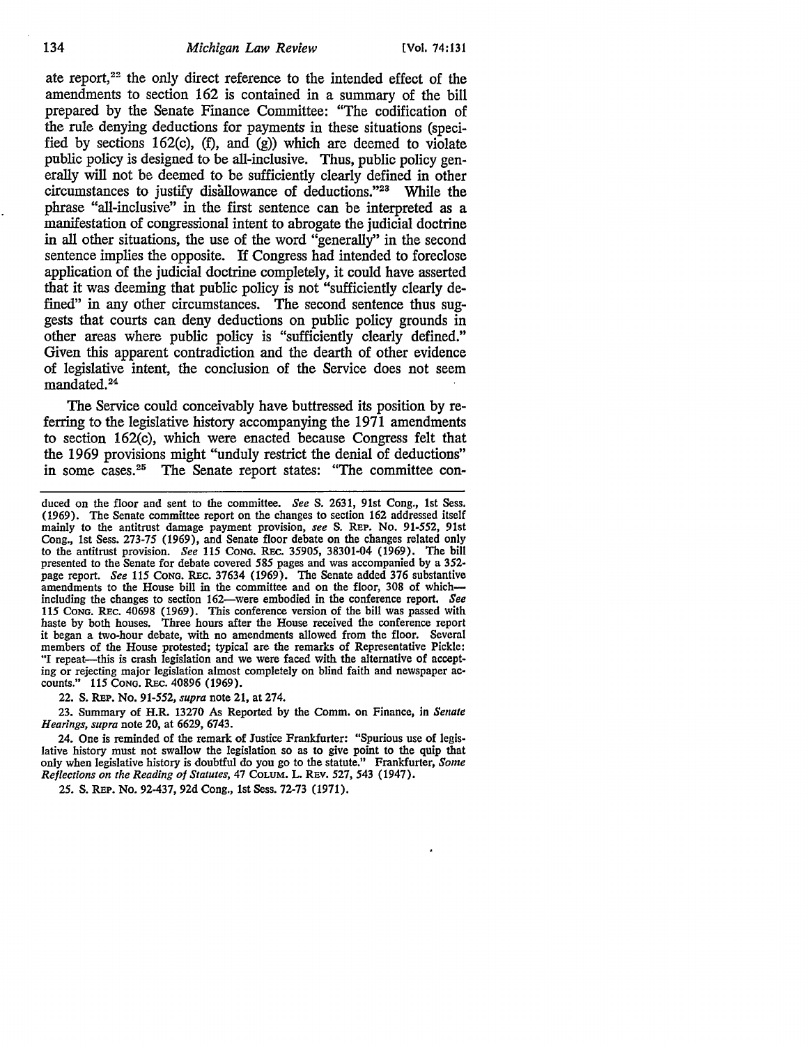ate report,[22] the only direct reference to the intended effect of the amendments to section 162 is contained in a summary of the bill prepared by the Senate Finance Committee: "The codification of the rule denying deductions for payments in these situations (specified by sections 162(c), (f), and (g)) which are deemed to violate public policy is designed to be all-inclusive. Thus, public policy generally will not be deemed to be sufficiently clearly defined in other circumstances to justify disallowance of deductions."[23] While the phrase "all-inclusive" in the first sentence can be interpreted as a manifestation of congressional intent to abrogate the judicial doctrine in all other situations, the use of the word "generally" in the second sentence implies the opposite. If Congress had intended to foreclose application of the judicial doctrine completely, it could have asserted that it was deeming that public policy is not "sufficiently clearly defined" in any other circumstances. The second sentence thus suggests that courts can deny deductions on public policy grounds in other areas where public policy is "sufficiently clearly defined." Given this apparent contradiction and the dearth of other evidence of legislative intent, the conclusion of the Service does not seem mandated.[24]

The Service could conceivably have buttressed its position by referring to the legislative history accompanying the 1971 amendments to section 162(c), which were enacted because Congress felt that the 1969 provisions might "unduly restrict the denial of deductions" in some cases.[25] The Senate report states: "The committee con-

---

duced on the floor and sent to the committee. *See* S. 2631, 91st Cong., 1st Sess. (1969). The Senate committee report on the changes to section 162 addressed itself mainly to the antitrust damage payment provision, *see* S. REP. No. 91-552, 91st Cong., 1st Sess. 273-75 (1969), and Senate floor debate on the changes related only to the antitrust provision. *See* 115 CONG. REC. 35905, 38301-04 (1969). The bill presented to the Senate for debate covered 585 pages and was accompanied by a 352-page report. *See* 115 CONG. REC. 37634 (1969). The Senate added 376 substantive amendments to the House bill in the committee and on the floor, 308 of which—including the changes to section 162—were embodied in the conference report. *See* 115 CONG. REC. 40698 (1969). This conference version of the bill was passed with haste by both houses. Three hours after the House received the conference report it began a two-hour debate, with no amendments allowed from the floor. Several members of the House protested; typical are the remarks of Representative Pickle: "I repeat—this is crash legislation and we were faced with the alternative of accepting or rejecting major legislation almost completely on blind faith and newspaper accounts." 115 CONG. REC. 40896 (1969).

22. S. REP. No. 91-552, *supra* note 21, at 274.

23. Summary of H.R. 13270 As Reported by the Comm. on Finance, in *Senate Hearings*, *supra* note 20, at 6629, 6743.

24. One is reminded of the remark of Justice Frankfurter: "Spurious use of legislative history must not swallow the legislation so as to give point to the quip that only when legislative history is doubtful do you go to the statute." Frankfurter, *Some Reflections on the Reading of Statutes*, 47 COLUM. L. REV. 527, 543 (1947).

25. S. REP. No. 92-437, 92d Cong., 1st Sess. 72-73 (1971).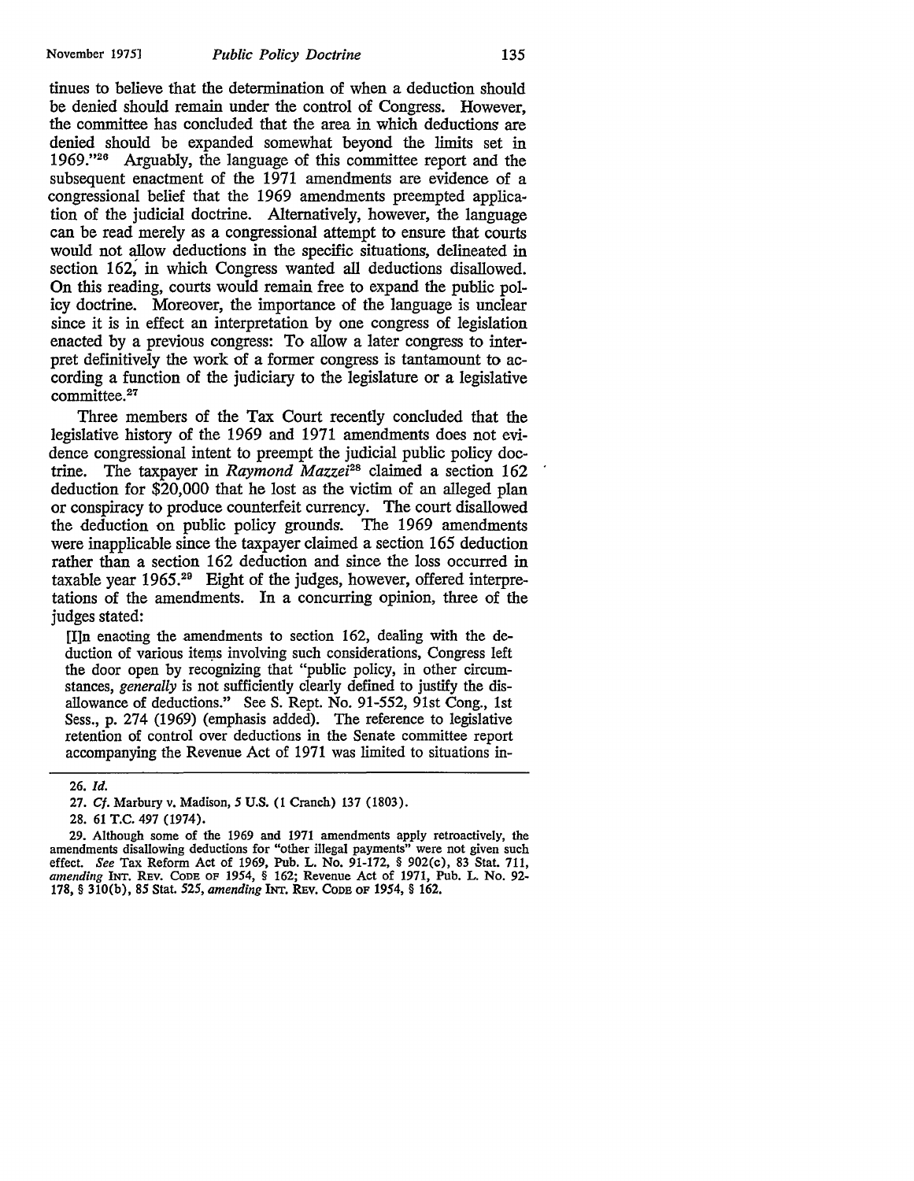tinues to believe that the determination of when a deduction should be denied should remain under the control of Congress. However, the committee has concluded that the area in which deductions are denied should be expanded somewhat beyond the limits set in 1969."[26] Arguably, the language of this committee report and the subsequent enactment of the 1971 amendments are evidence of a congressional belief that the 1969 amendments preempted application of the judicial doctrine. Alternatively, however, the language can be read merely as a congressional attempt to ensure that courts would not allow deductions in the specific situations, delineated in section 162, in which Congress wanted all deductions disallowed. On this reading, courts would remain free to expand the public policy doctrine. Moreover, the importance of the language is unclear since it is in effect an interpretation by one congress of legislation enacted by a previous congress: To allow a later congress to interpret definitively the work of a former congress is tantamount to according a function of the judiciary to the legislature or a legislative committee.[27]

Three members of the Tax Court recently concluded that the legislative history of the 1969 and 1971 amendments does not evidence congressional intent to preempt the judicial public policy doctrine. The taxpayer in *Raymond Mazzei*[28] claimed a section 162 deduction for $20,000 that he lost as the victim of an alleged plan or conspiracy to produce counterfeit currency. The court disallowed the deduction on public policy grounds. The 1969 amendments were inapplicable since the taxpayer claimed a section 165 deduction rather than a section 162 deduction and since the loss occurred in taxable year 1965.[29] Eight of the judges, however, offered interpretations of the amendments. In a concurring opinion, three of the judges stated:

> [I]n enacting the amendments to section 162, dealing with the deduction of various items involving such considerations, Congress left the door open by recognizing that "public policy, in other circumstances, *generally* is not sufficiently clearly defined to justify the disallowance of deductions." See S. Rept. No. 91-552, 91st Cong., 1st Sess., p. 274 (1969) (emphasis added). The reference to legislative retention of control over deductions in the Senate committee report accompanying the Revenue Act of 1971 was limited to situations in-

---

26. *Id.*

27. *Cf.* Marbury v. Madison, 5 U.S. (1 Cranch) 137 (1803).

28. 61 T.C. 497 (1974).

29. Although some of the 1969 and 1971 amendments apply retroactively, the amendments disallowing deductions for "other illegal payments" were not given such effect. *See* Tax Reform Act of 1969, Pub. L. No. 91-172, § 902(c), 83 Stat. 711, *amending* INT. REV. CODE OF 1954, § 162; Revenue Act of 1971, Pub. L. No. 92-178, § 310(b), 85 Stat. 525, *amending* INT. REV. CODE OF 1954, § 162.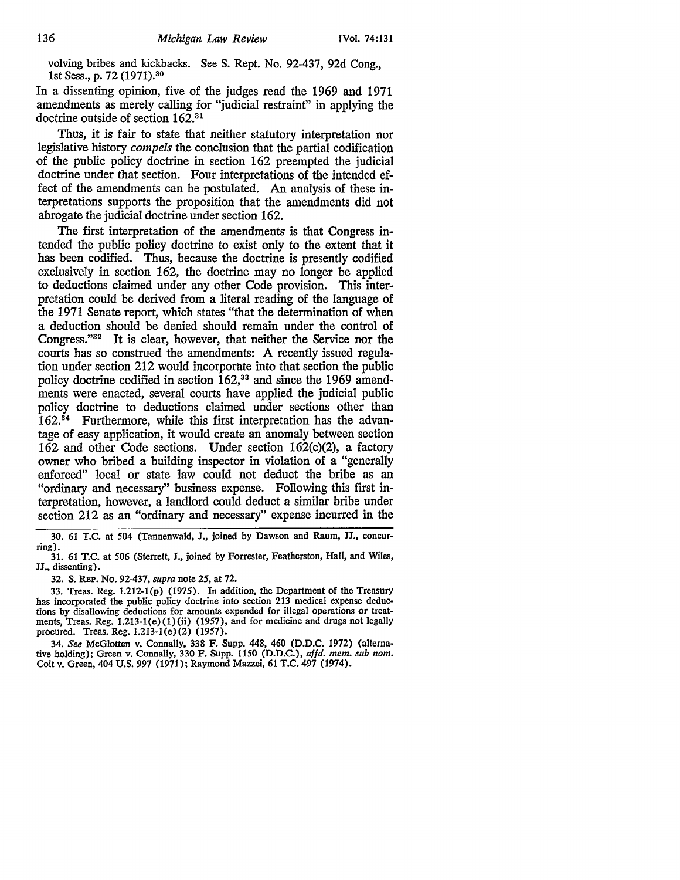volving bribes and kickbacks. See S. Rept. No. 92-437, 92d Cong., 1st Sess., p. 72 (1971).[30]

In a dissenting opinion, five of the judges read the 1969 and 1971 amendments as merely calling for "judicial restraint" in applying the doctrine outside of section 162.[31]

Thus, it is fair to state that neither statutory interpretation nor legislative history *compels* the conclusion that the partial codification of the public policy doctrine in section 162 preempted the judicial doctrine under that section. Four interpretations of the intended effect of the amendments can be postulated. An analysis of these interpretations supports the proposition that the amendments did not abrogate the judicial doctrine under section 162.

The first interpretation of the amendments is that Congress intended the public policy doctrine to exist only to the extent that it has been codified. Thus, because the doctrine is presently codified exclusively in section 162, the doctrine may no longer be applied to deductions claimed under any other Code provision. This interpretation could be derived from a literal reading of the language of the 1971 Senate report, which states "that the determination of when a deduction should be denied should remain under the control of Congress."[32] It is clear, however, that neither the Service nor the courts has so construed the amendments: A recently issued regulation under section 212 would incorporate into that section the public policy doctrine codified in section 162,[33] and since the 1969 amendments were enacted, several courts have applied the judicial public policy doctrine to deductions claimed under sections other than 162.[34] Furthermore, while this first interpretation has the advantage of easy application, it would create an anomaly between section 162 and other Code sections. Under section 162(c)(2), a factory owner who bribed a building inspector in violation of a "generally enforced" local or state law could not deduct the bribe as an "ordinary and necessary" business expense. Following this first interpretation, however, a landlord could deduct a similar bribe under section 212 as an "ordinary and necessary" expense incurred in the

---

30. 61 T.C. at 504 (Tannenwald, J., joined by Dawson and Raum, JJ., concurring).

31. 61 T.C. at 506 (Sterrett, J., joined by Forrester, Featherston, Hall, and Wiles, JJ., dissenting).

32. S. REP. No. 92-437, *supra* note 25, at 72.

33. Treas. Reg. 1.212-1(p) (1975). In addition, the Department of the Treasury has incorporated the public policy doctrine into section 213 medical expense deductions by disallowing deductions for amounts expended for illegal operations or treatments, Treas. Reg. 1.213-1(e)(1)(ii) (1957), and for medicine and drugs not legally procured. Treas. Reg. 1.213-1(e)(2) (1957).

34. *See* McGlotten v. Connally, 338 F. Supp. 448, 460 (D.D.C. 1972) (alternative holding); Green v. Connally, 330 F. Supp. 1150 (D.D.C.), *affd. mem. sub nom.* Coit v. Green, 404 U.S. 997 (1971); Raymond Mazzei, 61 T.C. 497 (1974).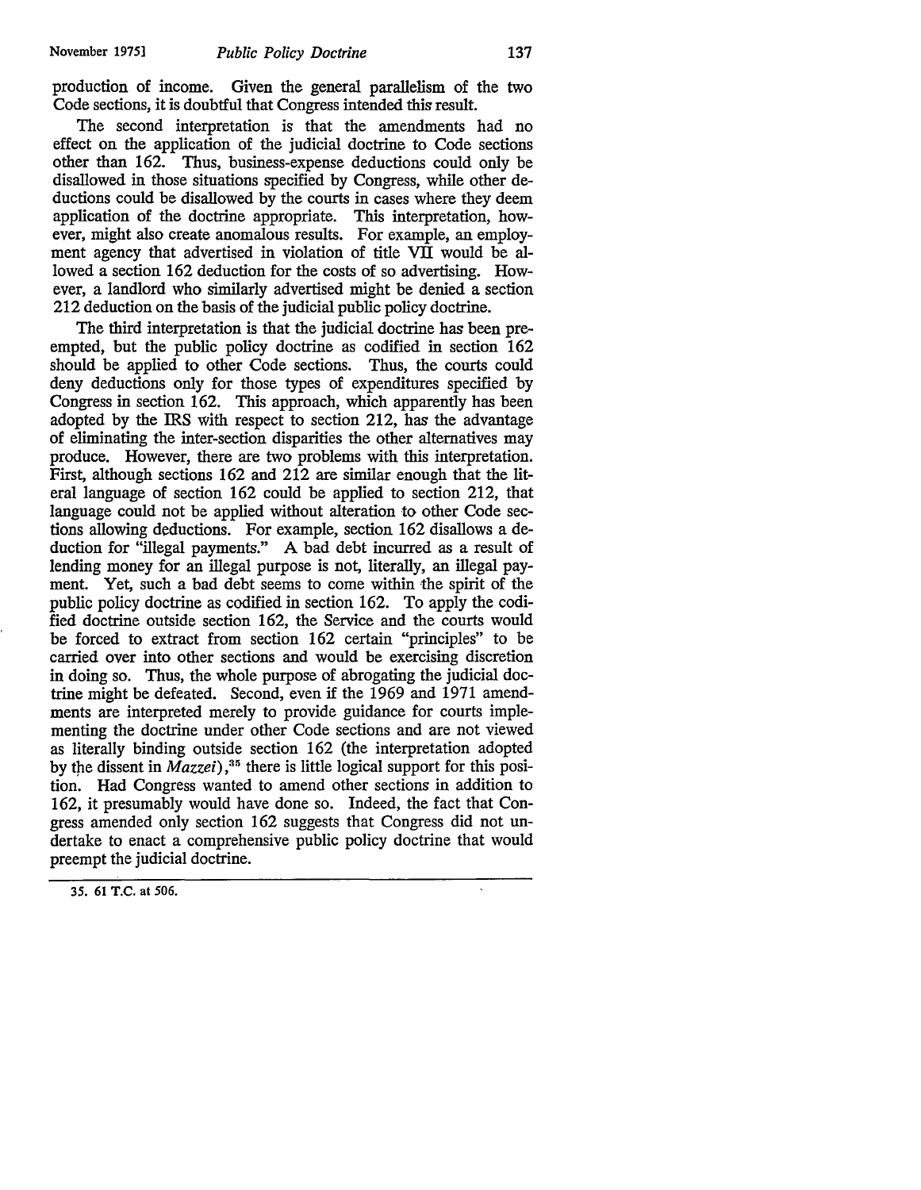production of income. Given the general parallelism of the two Code sections, it is doubtful that Congress intended this result.

The second interpretation is that the amendments had no effect on the application of the judicial doctrine to Code sections other than 162. Thus, business-expense deductions could only be disallowed in those situations specified by Congress, while other deductions could be disallowed by the courts in cases where they deem application of the doctrine appropriate. This interpretation, however, might also create anomalous results. For example, an employment agency that advertised in violation of title VII would be allowed a section 162 deduction for the costs of so advertising. However, a landlord who similarly advertised might be denied a section 212 deduction on the basis of the judicial public policy doctrine.

The third interpretation is that the judicial doctrine has been preempted, but the public policy doctrine as codified in section 162 should be applied to other Code sections. Thus, the courts could deny deductions only for those types of expenditures specified by Congress in section 162. This approach, which apparently has been adopted by the IRS with respect to section 212, has the advantage of eliminating the inter-section disparities the other alternatives may produce. However, there are two problems with this interpretation. First, although sections 162 and 212 are similar enough that the literal language of section 162 could be applied to section 212, that language could not be applied without alteration to other Code sections allowing deductions. For example, section 162 disallows a deduction for "illegal payments." A bad debt incurred as a result of lending money for an illegal purpose is not, literally, an illegal payment. Yet, such a bad debt seems to come within the spirit of the public policy doctrine as codified in section 162. To apply the codified doctrine outside section 162, the Service and the courts would be forced to extract from section 162 certain "principles" to be carried over into other sections and would be exercising discretion in doing so. Thus, the whole purpose of abrogating the judicial doctrine might be defeated. Second, even if the 1969 and 1971 amendments are interpreted merely to provide guidance for courts implementing the doctrine under other Code sections and are not viewed as literally binding outside section 162 (the interpretation adopted by the dissent in *Mazzei*),[35] there is little logical support for this position. Had Congress wanted to amend other sections in addition to 162, it presumably would have done so. Indeed, the fact that Congress amended only section 162 suggests that Congress did not undertake to enact a comprehensive public policy doctrine that would preempt the judicial doctrine.

---

35. 61 T.C. at 506.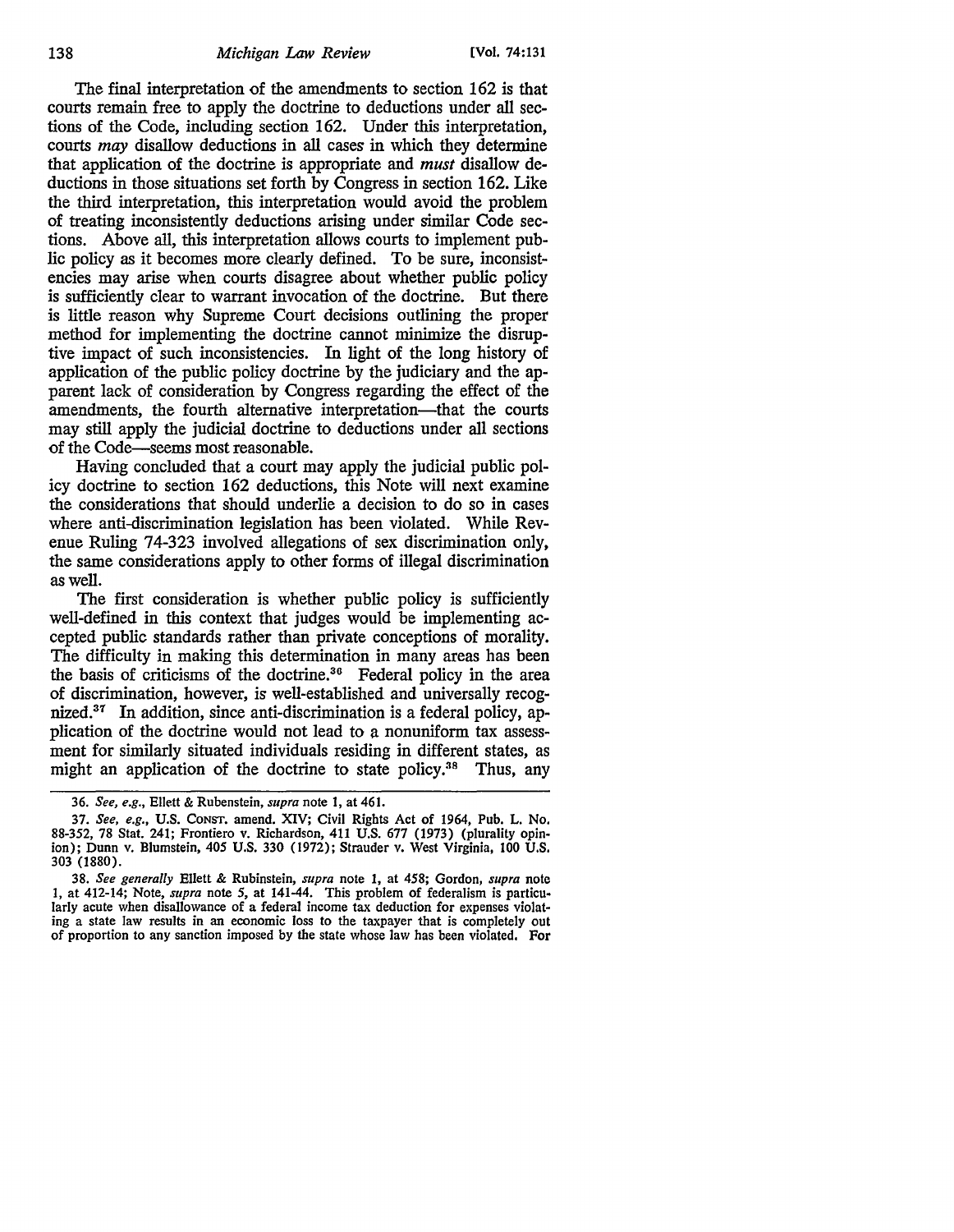The final interpretation of the amendments to section 162 is that courts remain free to apply the doctrine to deductions under all sections of the Code, including section 162. Under this interpretation, courts *may* disallow deductions in all cases in which they determine that application of the doctrine is appropriate and *must* disallow deductions in those situations set forth by Congress in section 162. Like the third interpretation, this interpretation would avoid the problem of treating inconsistently deductions arising under similar Code sections. Above all, this interpretation allows courts to implement public policy as it becomes more clearly defined. To be sure, inconsistencies may arise when courts disagree about whether public policy is sufficiently clear to warrant invocation of the doctrine. But there is little reason why Supreme Court decisions outlining the proper method for implementing the doctrine cannot minimize the disruptive impact of such inconsistencies. In light of the long history of application of the public policy doctrine by the judiciary and the apparent lack of consideration by Congress regarding the effect of the amendments, the fourth alternative interpretation—that the courts may still apply the judicial doctrine to deductions under all sections of the Code—seems most reasonable.

Having concluded that a court may apply the judicial public policy doctrine to section 162 deductions, this Note will next examine the considerations that should underlie a decision to do so in cases where anti-discrimination legislation has been violated. While Revenue Ruling 74-323 involved allegations of sex discrimination only, the same considerations apply to other forms of illegal discrimination as well.

The first consideration is whether public policy is sufficiently well-defined in this context that judges would be implementing accepted public standards rather than private conceptions of morality. The difficulty in making this determination in many areas has been the basis of criticisms of the doctrine.[36] Federal policy in the area of discrimination, however, is well-established and universally recognized.[37] In addition, since anti-discrimination is a federal policy, application of the doctrine would not lead to a nonuniform tax assessment for similarly situated individuals residing in different states, as might an application of the doctrine to state policy.[38] Thus, any

---

36. *See, e.g.*, Ellett & Rubenstein, *supra* note 1, at 461.

37. *See, e.g.*, U.S. CONST. amend. XIV; Civil Rights Act of 1964, Pub. L. No. 88-352, 78 Stat. 241; Frontiero v. Richardson, 411 U.S. 677 (1973) (plurality opinion); Dunn v. Blumstein, 405 U.S. 330 (1972); Strauder v. West Virginia, 100 U.S. 303 (1880).

38. *See generally* Ellett & Rubinstein, *supra* note 1, at 458; Gordon, *supra* note 1, at 412-14; Note, *supra* note 5, at 141-44. This problem of federalism is particularly acute when disallowance of a federal income tax deduction for expenses violating a state law results in an economic loss to the taxpayer that is completely out of proportion to any sanction imposed by the state whose law has been violated. For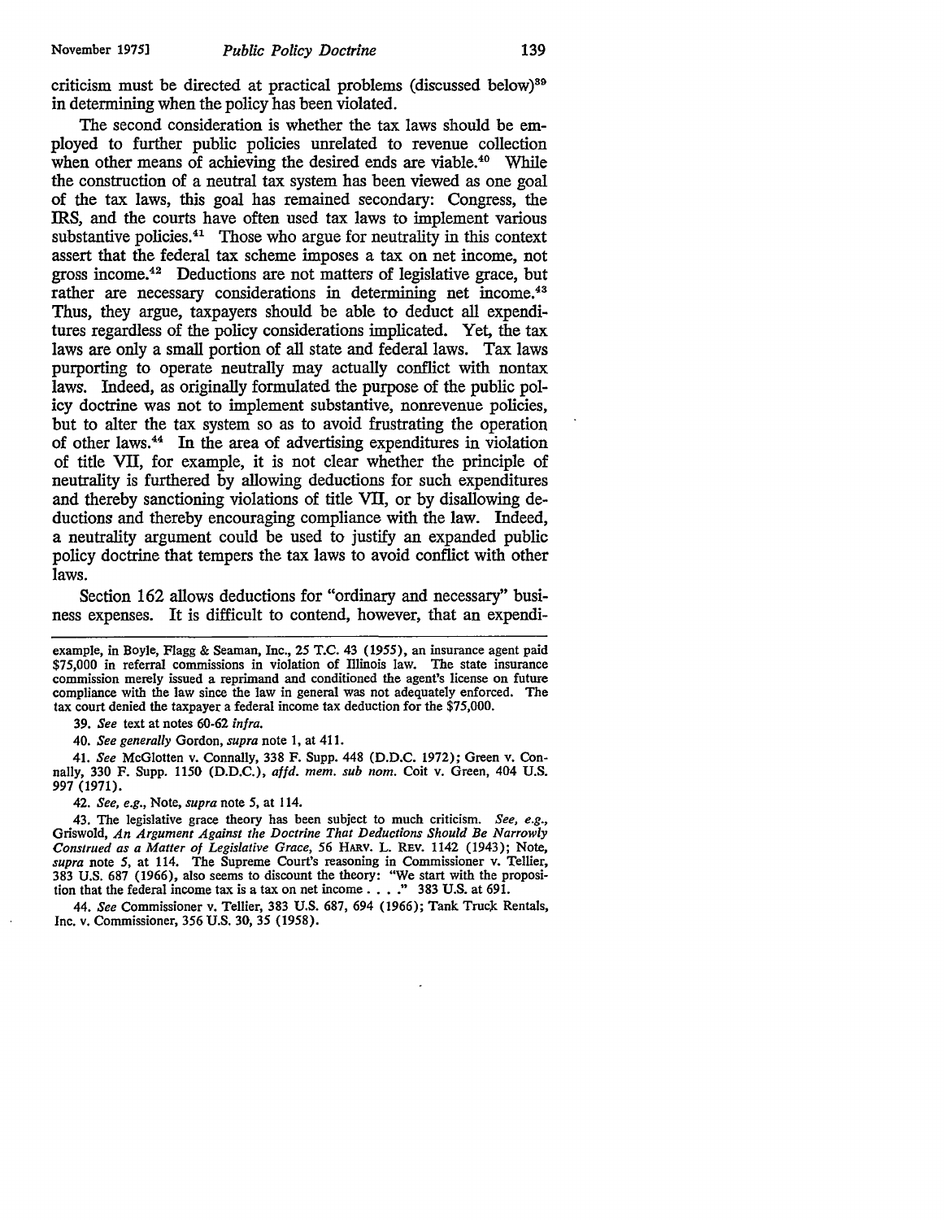criticism must be directed at practical problems (discussed below)[39] in determining when the policy has been violated.

The second consideration is whether the tax laws should be employed to further public policies unrelated to revenue collection when other means of achieving the desired ends are viable.[40] While the construction of a neutral tax system has been viewed as one goal of the tax laws, this goal has remained secondary: Congress, the IRS, and the courts have often used tax laws to implement various substantive policies.[41] Those who argue for neutrality in this context assert that the federal tax scheme imposes a tax on net income, not gross income.[42] Deductions are not matters of legislative grace, but rather are necessary considerations in determining net income.[43] Thus, they argue, taxpayers should be able to deduct all expenditures regardless of the policy considerations implicated. Yet, the tax laws are only a small portion of all state and federal laws. Tax laws purporting to operate neutrally may actually conflict with nontax laws. Indeed, as originally formulated the purpose of the public policy doctrine was not to implement substantive, nonrevenue policies, but to alter the tax system so as to avoid frustrating the operation of other laws.[44] In the area of advertising expenditures in violation of title VII, for example, it is not clear whether the principle of neutrality is furthered by allowing deductions for such expenditures and thereby sanctioning violations of title VII, or by disallowing deductions and thereby encouraging compliance with the law. Indeed, a neutrality argument could be used to justify an expanded public policy doctrine that tempers the tax laws to avoid conflict with other laws.

Section 162 allows deductions for "ordinary and necessary" business expenses. It is difficult to contend, however, that an expendi-

---

example, in Boyle, Flagg & Seaman, Inc., 25 T.C. 43 (1955), an insurance agent paid $75,000 in referral commissions in violation of Illinois law. The state insurance commission merely issued a reprimand and conditioned the agent's license on future compliance with the law since the law in general was not adequately enforced. The tax court denied the taxpayer a federal income tax deduction for the $75,000.

39. *See* text at notes 60-62 *infra*.

40. *See generally* Gordon, *supra* note 1, at 411.

41. *See* McGlotten v. Connally, 338 F. Supp. 448 (D.D.C. 1972); Green v. Connally, 330 F. Supp. 1150 (D.D.C.), *affd. mem. sub nom.* Coit v. Green, 404 U.S. 997 (1971).

42. *See, e.g.*, Note, *supra* note 5, at 114.

43. The legislative grace theory has been subject to much criticism. *See, e.g.*, Griswold, *An Argument Against the Doctrine That Deductions Should Be Narrowly Construed as a Matter of Legislative Grace*, 56 HARV. L. REV. 1142 (1943); Note, *supra* note 5, at 114. The Supreme Court's reasoning in Commissioner v. Tellier, 383 U.S. 687 (1966), also seems to discount the theory: "We start with the proposition that the federal income tax is a tax on net income . . . ." 383 U.S. at 691.

44. *See* Commissioner v. Tellier, 383 U.S. 687, 694 (1966); Tank Truck Rentals, Inc. v. Commissioner, 356 U.S. 30, 35 (1958).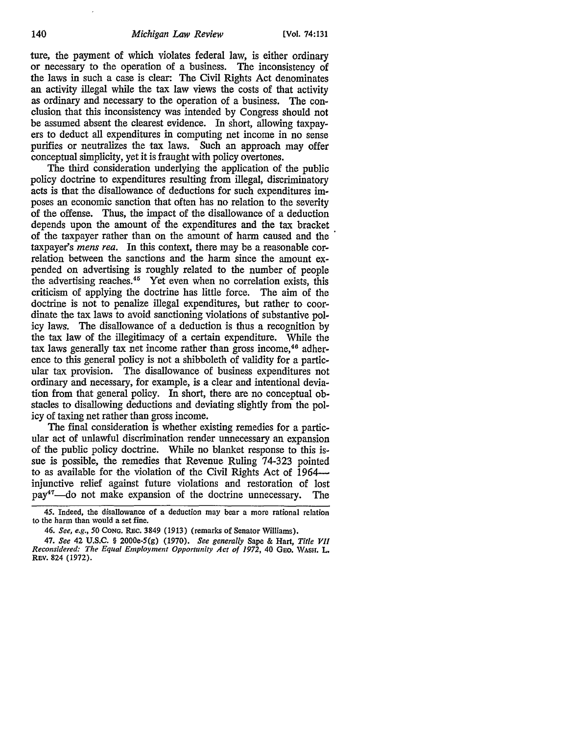ture, the payment of which violates federal law, is either ordinary or necessary to the operation of a business. The inconsistency of the laws in such a case is clear: The Civil Rights Act denominates an activity illegal while the tax law views the costs of that activity as ordinary and necessary to the operation of a business. The conclusion that this inconsistency was intended by Congress should not be assumed absent the clearest evidence. In short, allowing taxpayers to deduct all expenditures in computing net income in no sense purifies or neutralizes the tax laws. Such an approach may offer conceptual simplicity, yet it is fraught with policy overtones.

The third consideration underlying the application of the public policy doctrine to expenditures resulting from illegal, discriminatory acts is that the disallowance of deductions for such expenditures imposes an economic sanction that often has no relation to the severity of the offense. Thus, the impact of the disallowance of a deduction depends upon the amount of the expenditures and the tax bracket of the taxpayer rather than on the amount of harm caused and the taxpayer's *mens rea*. In this context, there may be a reasonable correlation between the sanctions and the harm since the amount expended on advertising is roughly related to the number of people the advertising reaches.[45] Yet even when no correlation exists, this criticism of applying the doctrine has little force. The aim of the doctrine is not to penalize illegal expenditures, but rather to coordinate the tax laws to avoid sanctioning violations of substantive policy laws. The disallowance of a deduction is thus a recognition by the tax law of the illegitimacy of a certain expenditure. While the tax laws generally tax net income rather than gross income,[46] adherence to this general policy is not a shibboleth of validity for a particular tax provision. The disallowance of business expenditures not ordinary and necessary, for example, is a clear and intentional deviation from that general policy. In short, there are no conceptual obstacles to disallowing deductions and deviating slightly from the policy of taxing net rather than gross income.

The final consideration is whether existing remedies for a particular act of unlawful discrimination render unnecessary an expansion of the public policy doctrine. While no blanket response to this issue is possible, the remedies that Revenue Ruling 74-323 pointed to as available for the violation of the Civil Rights Act of 1964—injunctive relief against future violations and restoration of lost pay[47]—do not make expansion of the doctrine unnecessary. The

45. Indeed, the disallowance of a deduction may bear a more rational relation to the harm than would a set fine.

46. *See, e.g.*, 50 CONG. REC. 3849 (1913) (remarks of Senator Williams).

47. *See* 42 U.S.C. § 2000e-5(g) (1970). *See generally* Sape & Hart, *Title VII Reconsidered: The Equal Employment Opportunity Act of 1972*, 40 GEO. WASH. L. REV. 824 (1972).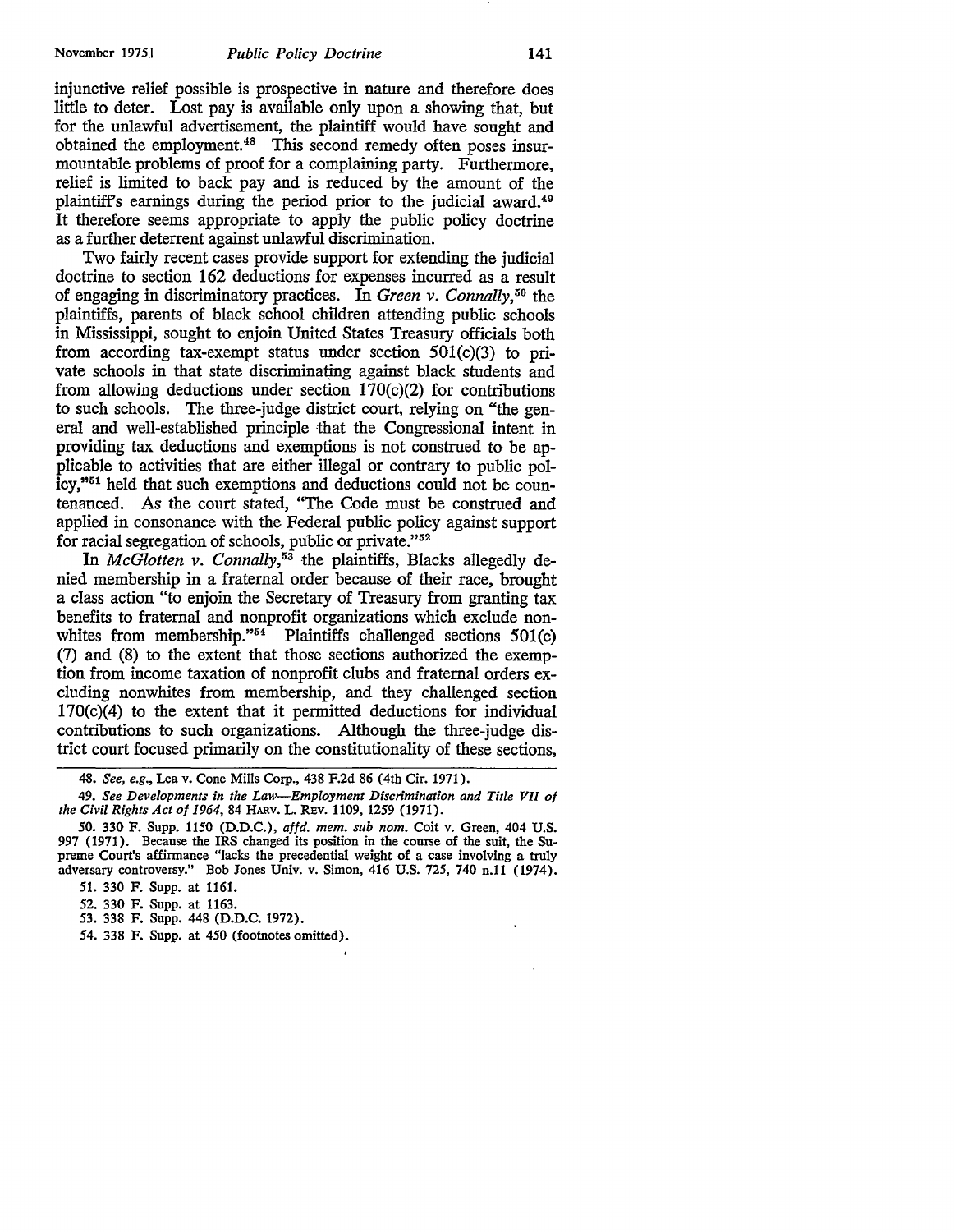injunctive relief possible is prospective in nature and therefore does little to deter. Lost pay is available only upon a showing that, but for the unlawful advertisement, the plaintiff would have sought and obtained the employment.[48] This second remedy often poses insurmountable problems of proof for a complaining party. Furthermore, relief is limited to back pay and is reduced by the amount of the plaintiff's earnings during the period prior to the judicial award.[49] It therefore seems appropriate to apply the public policy doctrine as a further deterrent against unlawful discrimination.

Two fairly recent cases provide support for extending the judicial doctrine to section 162 deductions for expenses incurred as a result of engaging in discriminatory practices. In *Green v. Connally*,[50] the plaintiffs, parents of black school children attending public schools in Mississippi, sought to enjoin United States Treasury officials both from according tax-exempt status under section 501(c)(3) to private schools in that state discriminating against black students and from allowing deductions under section 170(c)(2) for contributions to such schools. The three-judge district court, relying on "the general and well-established principle that the Congressional intent in providing tax deductions and exemptions is not construed to be applicable to activities that are either illegal or contrary to public policy,"[51] held that such exemptions and deductions could not be countenanced. As the court stated, "The Code must be construed and applied in consonance with the Federal public policy against support for racial segregation of schools, public or private."[52]

In *McGlotten v. Connally*,[53] the plaintiffs, Blacks allegedly denied membership in a fraternal order because of their race, brought a class action "to enjoin the Secretary of Treasury from granting tax benefits to fraternal and nonprofit organizations which exclude nonwhites from membership."[54] Plaintiffs challenged sections 501(c) (7) and (8) to the extent that those sections authorized the exemption from income taxation of nonprofit clubs and fraternal orders excluding nonwhites from membership, and they challenged section 170(c)(4) to the extent that it permitted deductions for individual contributions to such organizations. Although the three-judge district court focused primarily on the constitutionality of these sections,

---

48. *See, e.g.*, Lea v. Cone Mills Corp., 438 F.2d 86 (4th Cir. 1971).

49. *See Developments in the Law—Employment Discrimination and Title VII of the Civil Rights Act of 1964*, 84 HARV. L. REV. 1109, 1259 (1971).

50. 330 F. Supp. 1150 (D.D.C.), *affd. mem. sub nom.* Coit v. Green, 404 U.S. 997 (1971). Because the IRS changed its position in the course of the suit, the Supreme Court's affirmance "lacks the precedential weight of a case involving a truly adversary controversy." Bob Jones Univ. v. Simon, 416 U.S. 725, 740 n.11 (1974).

51. 330 F. Supp. at 1161.

52. 330 F. Supp. at 1163.

53. 338 F. Supp. 448 (D.D.C. 1972).

54. 338 F. Supp. at 450 (footnotes omitted).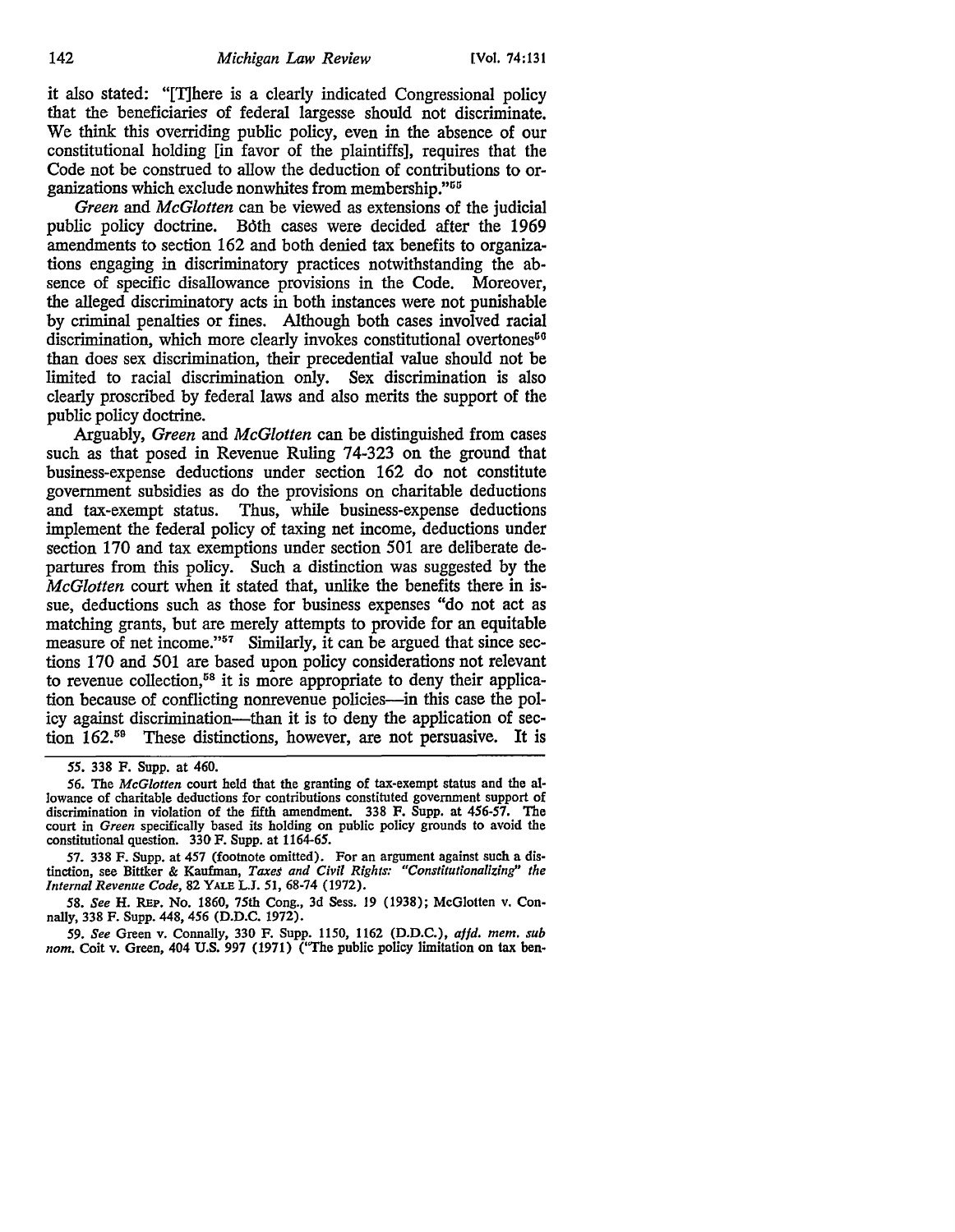it also stated: "[T]here is a clearly indicated Congressional policy that the beneficiaries of federal largesse should not discriminate. We think this overriding public policy, even in the absence of our constitutional holding [in favor of the plaintiffs], requires that the Code not be construed to allow the deduction of contributions to organizations which exclude nonwhites from membership."[55]

*Green* and *McGlotten* can be viewed as extensions of the judicial public policy doctrine. Both cases were decided after the 1969 amendments to section 162 and both denied tax benefits to organizations engaging in discriminatory practices notwithstanding the absence of specific disallowance provisions in the Code. Moreover, the alleged discriminatory acts in both instances were not punishable by criminal penalties or fines. Although both cases involved racial discrimination, which more clearly invokes constitutional overtones[56] than does sex discrimination, their precedential value should not be limited to racial discrimination only. Sex discrimination is also clearly proscribed by federal laws and also merits the support of the public policy doctrine.

Arguably, *Green* and *McGlotten* can be distinguished from cases such as that posed in Revenue Ruling 74-323 on the ground that business-expense deductions under section 162 do not constitute government subsidies as do the provisions on charitable deductions and tax-exempt status. Thus, while business-expense deductions implement the federal policy of taxing net income, deductions under section 170 and tax exemptions under section 501 are deliberate departures from this policy. Such a distinction was suggested by the *McGlotten* court when it stated that, unlike the benefits there in issue, deductions such as those for business expenses "do not act as matching grants, but are merely attempts to provide for an equitable measure of net income."[57] Similarly, it can be argued that since sections 170 and 501 are based upon policy considerations not relevant to revenue collection,[58] it is more appropriate to deny their application because of conflicting nonrevenue policies—in this case the policy against discrimination—than it is to deny the application of section 162.[59] These distinctions, however, are not persuasive. It is

---

55. 338 F. Supp. at 460.

56. The *McGlotten* court held that the granting of tax-exempt status and the allowance of charitable deductions for contributions constituted government support of discrimination in violation of the fifth amendment. 338 F. Supp. at 456-57. The court in *Green* specifically based its holding on public policy grounds to avoid the constitutional question. 330 F. Supp. at 1164-65.

57. 338 F. Supp. at 457 (footnote omitted). For an argument against such a distinction, see Bittker & Kaufman, *Taxes and Civil Rights: "Constitutionalizing" the Internal Revenue Code*, 82 YALE L.J. 51, 68-74 (1972).

58. *See* H. REP. No. 1860, 75th Cong., 3d Sess. 19 (1938); McGlotten v. Connally, 338 F. Supp. 448, 456 (D.D.C. 1972).

59. *See* Green v. Connally, 330 F. Supp. 1150, 1162 (D.D.C.), *affd. mem. sub nom.* Coit v. Green, 404 U.S. 997 (1971) ("The public policy limitation on tax ben-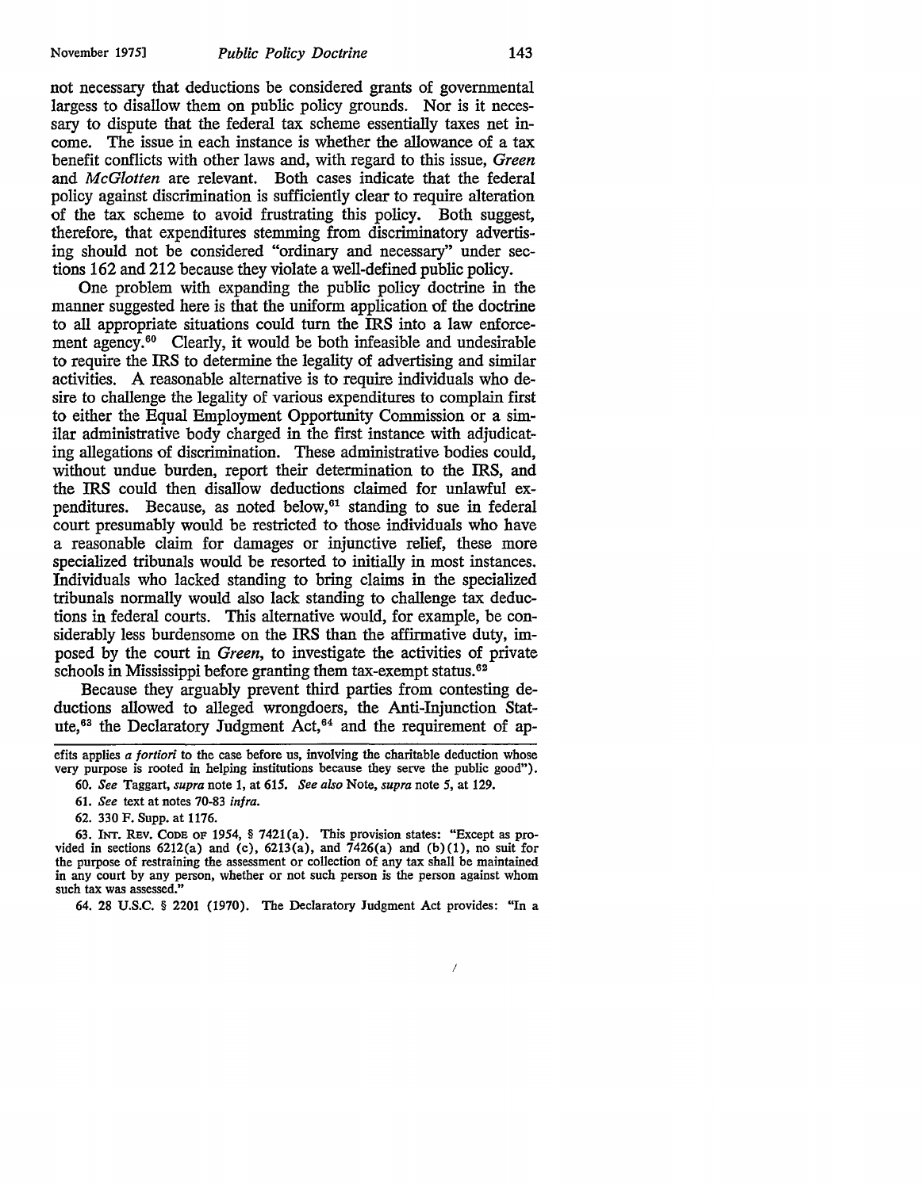not necessary that deductions be considered grants of governmental largess to disallow them on public policy grounds. Nor is it necessary to dispute that the federal tax scheme essentially taxes net income. The issue in each instance is whether the allowance of a tax benefit conflicts with other laws and, with regard to this issue, *Green* and *McGlotten* are relevant. Both cases indicate that the federal policy against discrimination is sufficiently clear to require alteration of the tax scheme to avoid frustrating this policy. Both suggest, therefore, that expenditures stemming from discriminatory advertising should not be considered "ordinary and necessary" under sections 162 and 212 because they violate a well-defined public policy.

One problem with expanding the public policy doctrine in the manner suggested here is that the uniform application of the doctrine to all appropriate situations could turn the IRS into a law enforcement agency.[60] Clearly, it would be both infeasible and undesirable to require the IRS to determine the legality of advertising and similar activities. A reasonable alternative is to require individuals who desire to challenge the legality of various expenditures to complain first to either the Equal Employment Opportunity Commission or a similar administrative body charged in the first instance with adjudicating allegations of discrimination. These administrative bodies could, without undue burden, report their determination to the IRS, and the IRS could then disallow deductions claimed for unlawful expenditures. Because, as noted below,[61] standing to sue in federal court presumably would be restricted to those individuals who have a reasonable claim for damages or injunctive relief, these more specialized tribunals would be resorted to initially in most instances. Individuals who lacked standing to bring claims in the specialized tribunals normally would also lack standing to challenge tax deductions in federal courts. This alternative would, for example, be considerably less burdensome on the IRS than the affirmative duty, imposed by the court in *Green*, to investigate the activities of private schools in Mississippi before granting them tax-exempt status.[62]

Because they arguably prevent third parties from contesting deductions allowed to alleged wrongdoers, the Anti-Injunction Statute,[63] the Declaratory Judgment Act,[64] and the requirement of ap-

---

efits applies *a fortiori* to the case before us, involving the charitable deduction whose very purpose is rooted in helping institutions because they serve the public good").

60. *See* Taggart, *supra* note 1, at 615. *See also* Note, *supra* note 5, at 129.

61. *See* text at notes 70-83 *infra*.

62. 330 F. Supp. at 1176.

63. INT. REV. CODE OF 1954, § 7421(a). This provision states: "Except as provided in sections 6212(a) and (c), 6213(a), and 7426(a) and (b)(1), no suit for the purpose of restraining the assessment or collection of any tax shall be maintained in any court by any person, whether or not such person is the person against whom such tax was assessed."

64. 28 U.S.C. § 2201 (1970). The Declaratory Judgment Act provides: "In a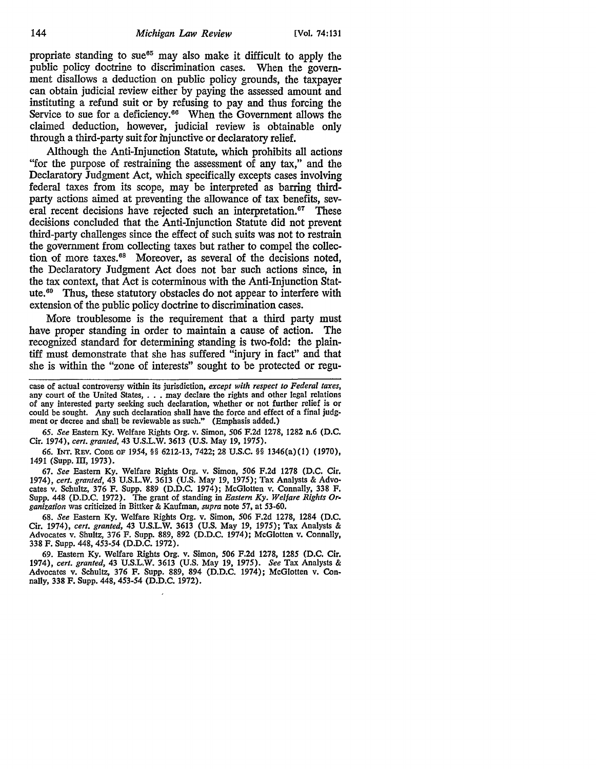propriate standing to sue[65] may also make it difficult to apply the public policy doctrine to discrimination cases. When the government disallows a deduction on public policy grounds, the taxpayer can obtain judicial review either by paying the assessed amount and instituting a refund suit or by refusing to pay and thus forcing the Service to sue for a deficiency.[66] When the Government allows the claimed deduction, however, judicial review is obtainable only through a third-party suit for injunctive or declaratory relief.

Although the Anti-Injunction Statute, which prohibits all actions "for the purpose of restraining the assessment of any tax," and the Declaratory Judgment Act, which specifically excepts cases involving federal taxes from its scope, may be interpreted as barring third-party actions aimed at preventing the allowance of tax benefits, several recent decisions have rejected such an interpretation.[67] These decisions concluded that the Anti-Injunction Statute did not prevent third-party challenges since the effect of such suits was not to restrain the government from collecting taxes but rather to compel the collection of more taxes.[68] Moreover, as several of the decisions noted, the Declaratory Judgment Act does not bar such actions since, in the tax context, that Act is coterminous with the Anti-Injunction Statute.[69] Thus, these statutory obstacles do not appear to interfere with extension of the public policy doctrine to discrimination cases.

More troublesome is the requirement that a third party must have proper standing in order to maintain a cause of action. The recognized standard for determining standing is two-fold: the plaintiff must demonstrate that she has suffered "injury in fact" and that she is within the "zone of interests" sought to be protected or regu-

---

case of actual controversy within its jurisdiction, *except with respect to Federal taxes,* any court of the United States, . . . may declare the rights and other legal relations of any interested party seeking such declaration, whether or not further relief is or could be sought. Any such declaration shall have the force and effect of a final judgment or decree and shall be reviewable as such." (Emphasis added.)

65. *See* Eastern Ky. Welfare Rights Org. v. Simon, 506 F.2d 1278, 1282 n.6 (D.C. Cir. 1974), *cert. granted,* 43 U.S.L.W. 3613 (U.S. May 19, 1975).

66. INT. REV. CODE OF 1954, §§ 6212-13, 7422; 28 U.S.C. §§ 1346(a)(1) (1970), 1491 (Supp. III, 1973).

67. *See* Eastern Ky. Welfare Rights Org. v. Simon, 506 F.2d 1278 (D.C. Cir. 1974), *cert. granted,* 43 U.S.L.W. 3613 (U.S. May 19, 1975); Tax Analysts & Advocates v. Schultz, 376 F. Supp. 889 (D.D.C. 1974); McGlotten v. Connally, 338 F. Supp. 448 (D.D.C. 1972). The grant of standing in *Eastern Ky. Welfare Rights Organization* was criticized in Bittker & Kaufman, *supra* note 57, at 53-60.

68. *See* Eastern Ky. Welfare Rights Org. v. Simon, 506 F.2d 1278, 1284 (D.C. Cir. 1974), *cert. granted,* 43 U.S.L.W. 3613 (U.S. May 19, 1975); Tax Analysts & Advocates v. Shultz, 376 F. Supp. 889, 892 (D.D.C. 1974); McGlotten v. Connally, 338 F. Supp. 448, 453-54 (D.D.C. 1972).

69. Eastern Ky. Welfare Rights Org. v. Simon, 506 F.2d 1278, 1285 (D.C. Cir. 1974), *cert. granted,* 43 U.S.L.W. 3613 (U.S. May 19, 1975). *See* Tax Analysts & Advocates v. Schultz, 376 F. Supp. 889, 894 (D.D.C. 1974); McGlotten v. Connally, 338 F. Supp. 448, 453-54 (D.D.C. 1972).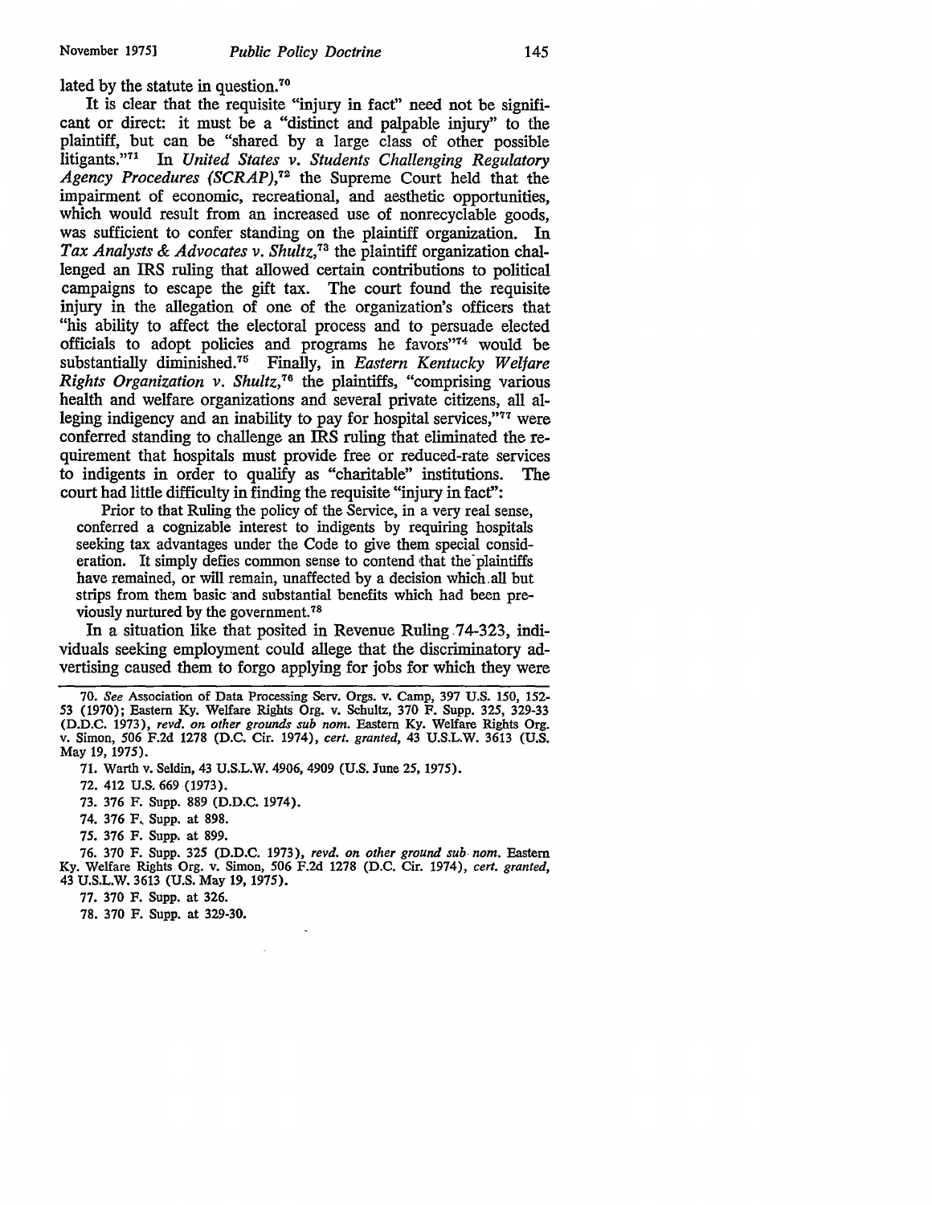lated by the statute in question.[70]

It is clear that the requisite "injury in fact" need not be significant or direct: it must be a "distinct and palpable injury" to the plaintiff, but can be "shared by a large class of other possible litigants."[71] In *United States v. Students Challenging Regulatory Agency Procedures (SCRAP)*,[72] the Supreme Court held that the impairment of economic, recreational, and aesthetic opportunities, which would result from an increased use of nonrecyclable goods, was sufficient to confer standing on the plaintiff organization. In *Tax Analysts & Advocates v. Shultz*,[73] the plaintiff organization challenged an IRS ruling that allowed certain contributions to political campaigns to escape the gift tax. The court found the requisite injury in the allegation of one of the organization's officers that "his ability to affect the electoral process and to persuade elected officials to adopt policies and programs he favors"[74] would be substantially diminished.[75] Finally, in *Eastern Kentucky Welfare Rights Organization v. Shultz*,[76] the plaintiffs, "comprising various health and welfare organizations and several private citizens, all alleging indigency and an inability to pay for hospital services,"[77] were conferred standing to challenge an IRS ruling that eliminated the requirement that hospitals must provide free or reduced-rate services to indigents in order to qualify as "charitable" institutions. The court had little difficulty in finding the requisite "injury in fact":

> Prior to that Ruling the policy of the Service, in a very real sense, conferred a cognizable interest to indigents by requiring hospitals seeking tax advantages under the Code to give them special consideration. It simply defies common sense to contend that the plaintiffs have remained, or will remain, unaffected by a decision which all but strips from them basic and substantial benefits which had been previously nurtured by the government.[78]

In a situation like that posited in Revenue Ruling 74-323, individuals seeking employment could allege that the discriminatory advertising caused them to forgo applying for jobs for which they were

---

70. *See* Association of Data Processing Serv. Orgs. v. Camp, 397 U.S. 150, 152-53 (1970); Eastern Ky. Welfare Rights Org. v. Schultz, 370 F. Supp. 325, 329-33 (D.D.C. 1973), *revd. on other grounds sub nom.* Eastern Ky. Welfare Rights Org. v. Simon, 506 F.2d 1278 (D.C. Cir. 1974), *cert. granted*, 43 U.S.L.W. 3613 (U.S. May 19, 1975).

71. Warth v. Seldin, 43 U.S.L.W. 4906, 4909 (U.S. June 25, 1975).

72. 412 U.S. 669 (1973).

73. 376 F. Supp. 889 (D.D.C. 1974).

74. 376 F. Supp. at 898.

75. 376 F. Supp. at 899.

76. 370 F. Supp. 325 (D.D.C. 1973), *revd. on other ground sub nom.* Eastern Ky. Welfare Rights Org. v. Simon, 506 F.2d 1278 (D.C. Cir. 1974), *cert. granted*, 43 U.S.L.W. 3613 (U.S. May 19, 1975).

77. 370 F. Supp. at 326.

78. 370 F. Supp. at 329-30.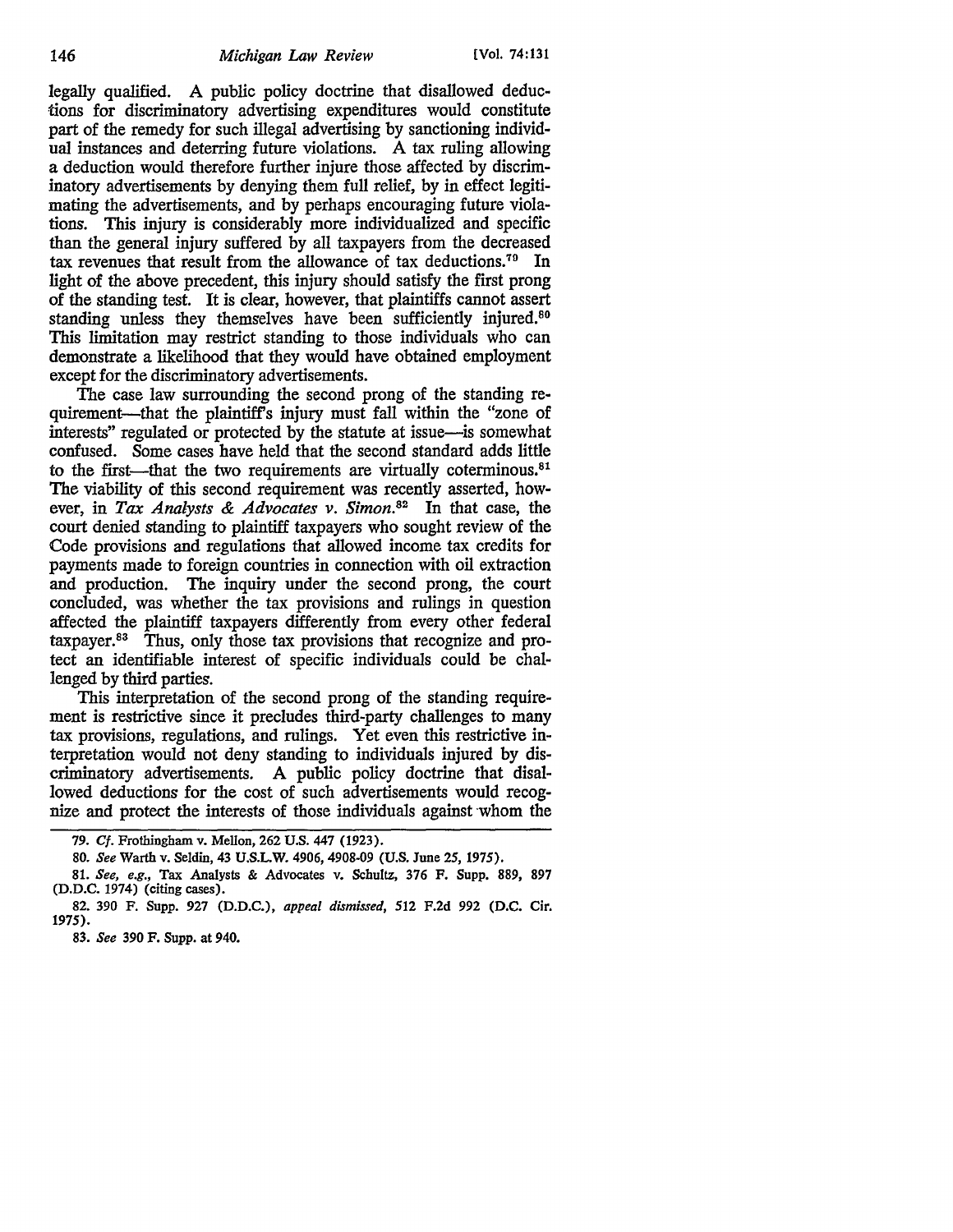legally qualified. A public policy doctrine that disallowed deductions for discriminatory advertising expenditures would constitute part of the remedy for such illegal advertising by sanctioning individual instances and deterring future violations. A tax ruling allowing a deduction would therefore further injure those affected by discriminatory advertisements by denying them full relief, by in effect legitimating the advertisements, and by perhaps encouraging future violations. This injury is considerably more individualized and specific than the general injury suffered by all taxpayers from the decreased tax revenues that result from the allowance of tax deductions.[79] In light of the above precedent, this injury should satisfy the first prong of the standing test. It is clear, however, that plaintiffs cannot assert standing unless they themselves have been sufficiently injured.[80] This limitation may restrict standing to those individuals who can demonstrate a likelihood that they would have obtained employment except for the discriminatory advertisements.

The case law surrounding the second prong of the standing requirement—that the plaintiff's injury must fall within the "zone of interests" regulated or protected by the statute at issue—is somewhat confused. Some cases have held that the second standard adds little to the first—that the two requirements are virtually coterminous.[81] The viability of this second requirement was recently asserted, however, in *Tax Analysts & Advocates v. Simon*.[82] In that case, the court denied standing to plaintiff taxpayers who sought review of the Code provisions and regulations that allowed income tax credits for payments made to foreign countries in connection with oil extraction and production. The inquiry under the second prong, the court concluded, was whether the tax provisions and rulings in question affected the plaintiff taxpayers differently from every other federal taxpayer.[83] Thus, only those tax provisions that recognize and protect an identifiable interest of specific individuals could be challenged by third parties.

This interpretation of the second prong of the standing requirement is restrictive since it precludes third-party challenges to many tax provisions, regulations, and rulings. Yet even this restrictive interpretation would not deny standing to individuals injured by discriminatory advertisements. A public policy doctrine that disallowed deductions for the cost of such advertisements would recognize and protect the interests of those individuals against whom the

---

79. *Cf.* Frothingham v. Mellon, 262 U.S. 447 (1923).

80. *See* Warth v. Seldin, 43 U.S.L.W. 4906, 4908-09 (U.S. June 25, 1975).

81. *See, e.g.,* Tax Analysts & Advocates v. Schultz, 376 F. Supp. 889, 897 (D.D.C. 1974) (citing cases).

82. 390 F. Supp. 927 (D.D.C.), *appeal dismissed*, 512 F.2d 992 (D.C. Cir. 1975).

83. *See* 390 F. Supp. at 940.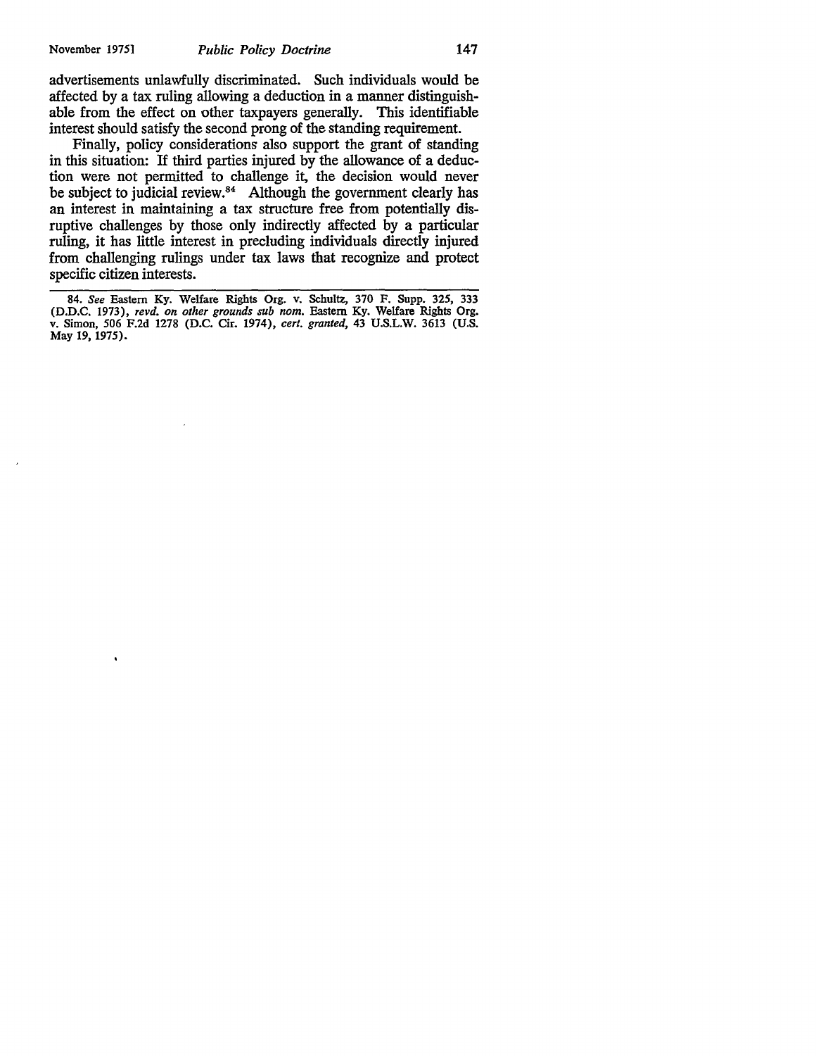advertisements unlawfully discriminated. Such individuals would be affected by a tax ruling allowing a deduction in a manner distinguishable from the effect on other taxpayers generally. This identifiable interest should satisfy the second prong of the standing requirement.

Finally, policy considerations also support the grant of standing in this situation: If third parties injured by the allowance of a deduction were not permitted to challenge it, the decision would never be subject to judicial review.[84] Although the government clearly has an interest in maintaining a tax structure free from potentially disruptive challenges by those only indirectly affected by a particular ruling, it has little interest in precluding individuals directly injured from challenging rulings under tax laws that recognize and protect specific citizen interests.

---

84. *See* Eastern Ky. Welfare Rights Org. v. Schultz, 370 F. Supp. 325, 333 (D.D.C. 1973), *revd. on other grounds sub nom.* Eastern Ky. Welfare Rights Org. v. Simon, 506 F.2d 1278 (D.C. Cir. 1974), *cert. granted*, 43 U.S.L.W. 3613 (U.S. May 19, 1975).